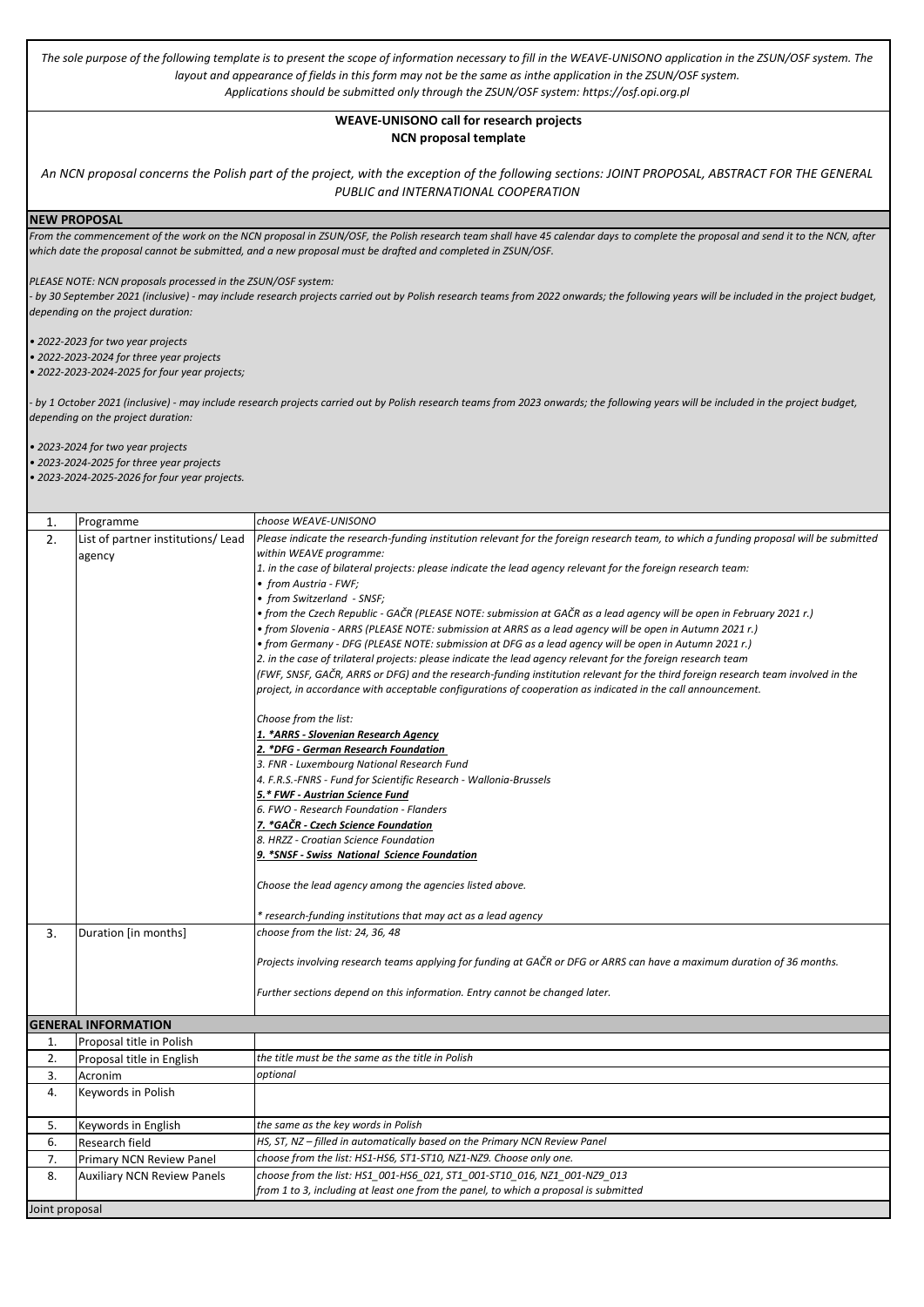*The sole purpose of the following template is to present the scope of information necessary to fill in the WEAVE-UNISONO application in the ZSUN/OSF system. The layout and appearance of fields in this form may not be the same as inthe application in the ZSUN/OSF system.*
*Applications should be submitted only through the ZSUN/OSF system: https://osf.opi.org.pl*

**WEAVE-UNISONO call for research projects**
**NCN proposal template**

*An NCN proposal concerns the Polish part of the project, with the exception of the following sections: JOINT PROPOSAL, ABSTRACT FOR THE GENERAL PUBLIC and INTERNATIONAL COOPERATION*

**NEW PROPOSAL**

*From the commencement of the work on the NCN proposal in ZSUN/OSF, the Polish research team shall have 45 calendar days to complete the proposal and send it to the NCN, after which date the proposal cannot be submitted, and a new proposal must be drafted and completed in ZSUN/OSF.*

*PLEASE NOTE: NCN proposals processed in the ZSUN/OSF system:*
*- by 30 September 2021 (inclusive) - may include research projects carried out by Polish research teams from 2022 onwards; the following years will be included in the project budget, depending on the project duration:*

*• 2022-2023 for two year projects*
*• 2022-2023-2024 for three year projects*
*• 2022-2023-2024-2025 for four year projects;*

*- by 1 October 2021 (inclusive) - may include research projects carried out by Polish research teams from 2023 onwards; the following years will be included in the project budget, depending on the project duration:*

*• 2023-2024 for two year projects*
*• 2023-2024-2025 for three year projects*
*• 2023-2024-2025-2026 for four year projects.*

| | | |
|---|---|---|
| 1. | Programme | *choose WEAVE-UNISONO* |
| 2. | List of partner institutions/ Lead agency | *Please indicate the research-funding institution relevant for the foreign research team, to which a funding proposal will be submitted within WEAVE programme:*<br>*1. in the case of bilateral projects: please indicate the lead agency relevant for the foreign research team:*<br>*• from Austria - FWF;*<br>*• from Switzerland - SNSF;*<br>*• from the Czech Republic - GAČR (PLEASE NOTE: submission at GAČR as a lead agency will be open in February 2021 r.)*<br>*• from Slovenia - ARRS (PLEASE NOTE: submission at ARRS as a lead agency will be open in Autumn 2021 r.)*<br>*• from Germany - DFG (PLEASE NOTE: submission at DFG as a lead agency will be open in Autumn 2021 r.)*<br>*2. in the case of trilateral projects: please indicate the lead agency relevant for the foreign research team (FWF, SNSF, GAČR, ARRS or DFG) and the research-funding institution relevant for the third foreign research team involved in the project, in accordance with acceptable configurations of cooperation as indicated in the call announcement.*<br><br>*Choose from the list:*<br>***1. *ARRS - Slovenian Research Agency***<br>***2. *DFG - German Research Foundation***<br>*3. FNR - Luxembourg National Research Fund*<br>*4. F.R.S.-FNRS - Fund for Scientific Research - Wallonia-Brussels*<br>***5.* FWF - Austrian Science Fund***<br>*6. FWO - Research Foundation - Flanders*<br>***7. *GAČR - Czech Science Foundation***<br>*8. HRZZ - Croatian Science Foundation*<br>***9. *SNSF - Swiss National Science Foundation***<br><br>*Choose the lead agency among the agencies listed above.*<br><br>** research-funding institutions that may act as a lead agency* |
| 3. | Duration [in months] | *choose from the list: 24, 36, 48*<br><br>*Projects involving research teams applying for funding at GAČR or DFG or ARRS can have a maximum duration of 36 months.*<br><br>*Further sections depend on this information. Entry cannot be changed later.* |

**GENERAL INFORMATION**

| | | |
|---|---|---|
| 1. | Proposal title in Polish | |
| 2. | Proposal title in English | *the title must be the same as the title in Polish* |
| 3. | Acronim | *optional* |
| 4. | Keywords in Polish | |
| 5. | Keywords in English | *the same as the key words in Polish* |
| 6. | Research field | *HS, ST, NZ – filled in automatically based on the Primary NCN Review Panel* |
| 7. | Primary NCN Review Panel | *choose from the list: HS1-HS6, ST1-ST10, NZ1-NZ9. Choose only one.* |
| 8. | Auxiliary NCN Review Panels | *choose from the list: HS1_001-HS6_021, ST1_001-ST10_016, NZ1_001-NZ9_013*<br>*from 1 to 3, including at least one from the panel, to which a proposal is submitted* |

Joint proposal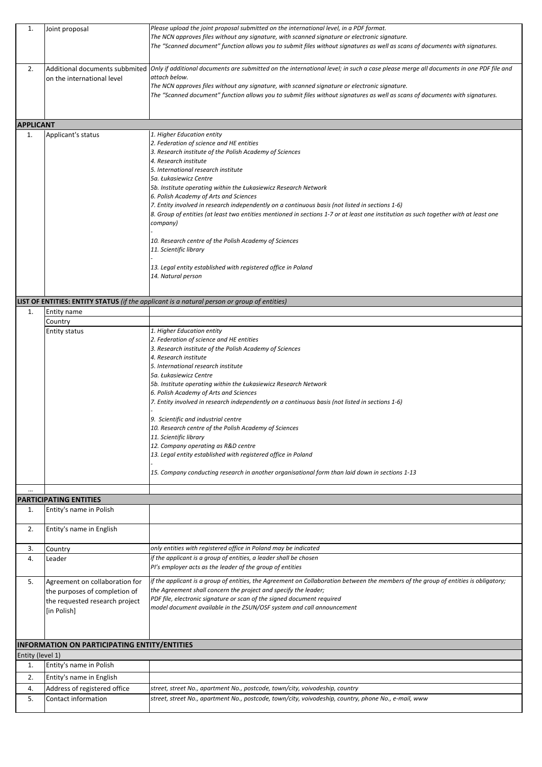| | | |
|---|---|---|
| 1. | Joint proposal | *Please upload the joint proposal submitted on the international level, in a PDF format.*<br>*The NCN approves files without any signature, with scanned signature or electronic signature.*<br>*The "Scanned document" function allows you to submit files without signatures as well as scans of documents with signatures.* |
| 2. | Additional documents subbmited on the international level | *Only if additional documents are submitted on the international level; in such a case please merge all documents in one PDF file and attach below.*<br>*The NCN approves files without any signature, with scanned signature or electronic signature.*<br>*The "Scanned document" function allows you to submit files without signatures as well as scans of documents with signatures.* |

**APPLICANT**

| | | |
|---|---|---|
| 1. | Applicant's status | *1. Higher Education entity*<br>*2. Federation of science and HE entities*<br>*3. Research institute of the Polish Academy of Sciences*<br>*4. Research institute*<br>*5. International research institute*<br>*5a. Łukasiewicz Centre*<br>*5b. Institute operating within the Łukasiewicz Research Network*<br>*6. Polish Academy of Arts and Sciences*<br>*7. Entity involved in research independently on a continuous basis (not listed in sections 1-6)*<br>*8. Group of entities (at least two entities mentioned in sections 1-7 or at least one institution as such together with at least one company)*<br>*-*<br>*10. Research centre of the Polish Academy of Sciences*<br>*11. Scientific library*<br>*-*<br>*13. Legal entity established with registered office in Poland*<br>*14. Natural person* |

**LIST OF ENTITIES: ENTITY STATUS** *(if the applicant is a natural person or group of entities)*

| | | |
|---|---|---|
| 1. | Entity name | |
| | Country | |
| | Entity status | *1. Higher Education entity*<br>*2. Federation of science and HE entities*<br>*3. Research institute of the Polish Academy of Sciences*<br>*4. Research institute*<br>*5. International research institute*<br>*5a. Łukasiewicz Centre*<br>*5b. Institute operating within the Łukasiewicz Research Network*<br>*6. Polish Academy of Arts and Sciences*<br>*7. Entity involved in research independently on a continuous basis (not listed in sections 1-6)*<br>*-*<br>*9. Scientific and industrial centre*<br>*10. Research centre of the Polish Academy of Sciences*<br>*11. Scientific library*<br>*12. Company operating as R&D centre*<br>*13. Legal entity established with registered office in Poland*<br>*-*<br>*15. Company conducting research in another organisational form than laid down in sections 1-13* |
| ... | | |

**PARTICIPATING ENTITIES**

| | | |
|---|---|---|
| 1. | Entity's name in Polish | |
| 2. | Entity's name in English | |
| 3. | Country | *only entities with registered office in Poland may be indicated* |
| 4. | Leader | *if the applicant is a group of entities, a leader shall be chosen*<br>*PI's employer acts as the leader of the group of entities* |
| 5. | Agreement on collaboration for the purposes of completion of the requested research project [in Polish] | *if the applicant is a group of entities, the Agreement on Collaboration between the members of the group of entities is obligatory; the Agreement shall concern the project and specify the leader;*<br>*PDF file, electronic signature or scan of the signed document required*<br>*model document available in the ZSUN/OSF system and call announcement* |

**INFORMATION ON PARTICIPATING ENTITY/ENTITIES**

Entity (level 1)

| | | |
|---|---|---|
| 1. | Entity's name in Polish | |
| 2. | Entity's name in English | |
| 4. | Address of registered office | *street, street No., apartment No., postcode, town/city, voivodeship, country* |
| 5. | Contact information | *street, street No., apartment No., postcode, town/city, voivodeship, country, phone No., e-mail, www* |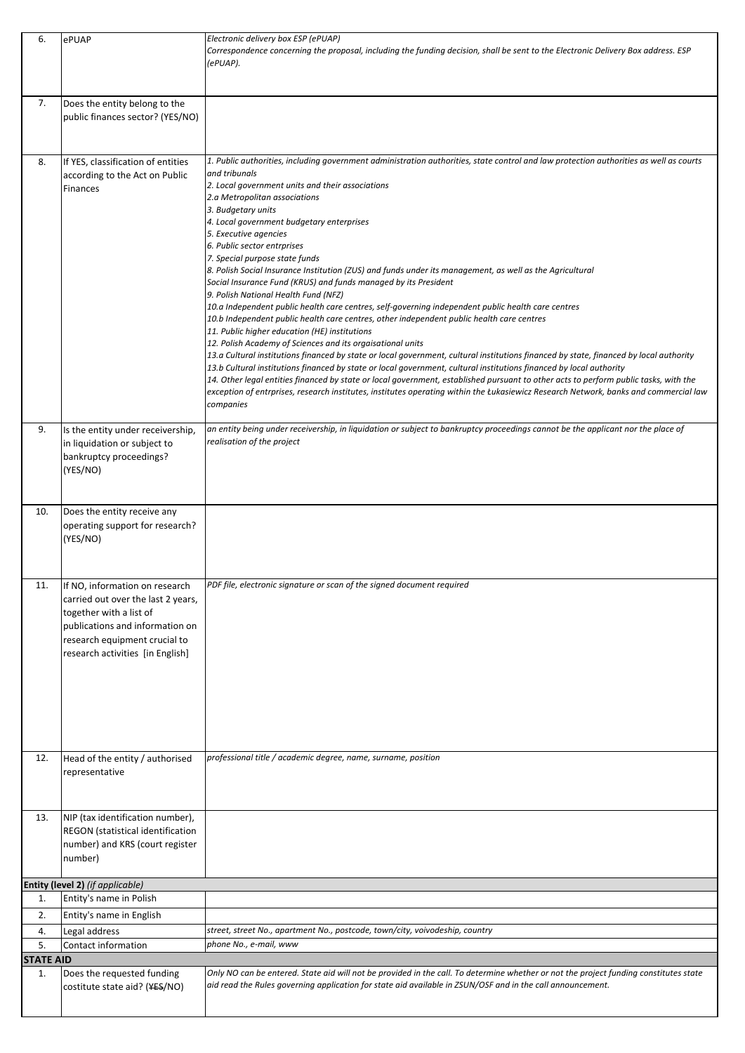| | | |
|---|---|---|
| 6. | ePUAP | *Electronic delivery box ESP (ePUAP)*<br>*Correspondence concerning the proposal, including the funding decision, shall be sent to the Electronic Delivery Box address. ESP (ePUAP).* |
| 7. | Does the entity belong to the public finances sector? (YES/NO) | |
| 8. | If YES, classification of entities according to the Act on Public Finances | *1. Public authorities, including government administration authorities, state control and law protection authorities as well as courts and tribunals*<br>*2. Local government units and their associations*<br>*2.a Metropolitan associations*<br>*3. Budgetary units*<br>*4. Local government budgetary enterprises*<br>*5. Executive agencies*<br>*6. Public sector entrprises*<br>*7. Special purpose state funds*<br>*8. Polish Social Insurance Institution (ZUS) and funds under its management, as well as the Agricultural Social Insurance Fund (KRUS) and funds managed by its President*<br>*9. Polish National Health Fund (NFZ)*<br>*10.a Independent public health care centres, self-governing independent public health care centres*<br>*10.b Independent public health care centres, other independent public health care centres*<br>*11. Public higher education (HE) institutions*<br>*12. Polish Academy of Sciences and its orgaisational units*<br>*13.a Cultural institutions financed by state or local government, cultural institutions financed by state, financed by local authority*<br>*13.b Cultural institutions financed by state or local government, cultural institutions financed by local authority*<br>*14. Other legal entities financed by state or local government, established pursuant to other acts to perform public tasks, with the exception of entrprises, research institutes, institutes operating within the Łukasiewicz Research Network, banks and commercial law companies* |
| 9. | Is the entity under receivership, in liquidation or subject to bankruptcy proceedings? (YES/NO) | *an entity being under receivership, in liquidation or subject to bankruptcy proceedings cannot be the applicant nor the place of realisation of the project* |
| 10. | Does the entity receive any operating support for research? (YES/NO) | |
| 11. | If NO, information on research carried out over the last 2 years, together with a list of publications and information on research equipment crucial to research activities [in English] | *PDF file, electronic signature or scan of the signed document required* |
| 12. | Head of the entity / authorised representative | *professional title / academic degree, name, surname, position* |
| 13. | NIP (tax identification number), REGON (statistical identification number) and KRS (court register number) | |
| **Entity (level 2)** *(if applicable)* | | |
| 1. | Entity's name in Polish | |
| 2. | Entity's name in English | |
| 4. | Legal address | *street, street No., apartment No., postcode, town/city, voivodeship, country* |
| 5. | Contact information | *phone No., e-mail, www* |
| **STATE AID** | | |
| 1. | Does the requested funding costitute state aid? (~~YES~~/NO) | *Only NO can be entered. State aid will not be provided in the call. To determine whether or not the project funding constitutes state aid read the Rules governing application for state aid available in ZSUN/OSF and in the call announcement.* |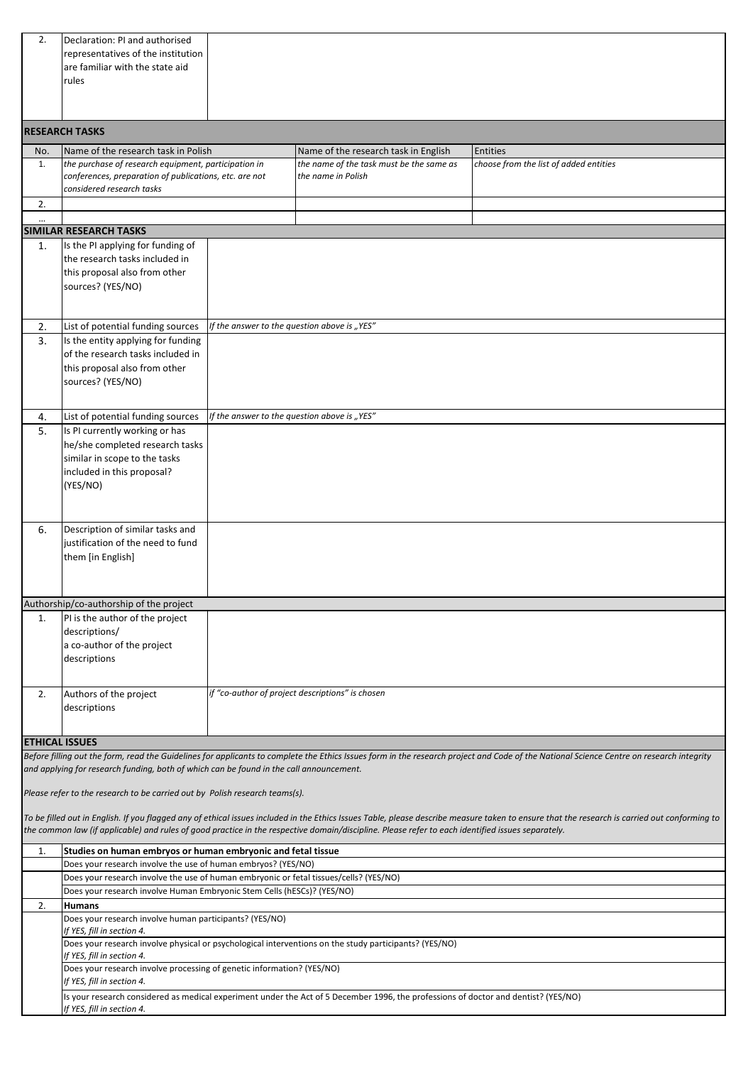| 2. | Declaration: PI and authorised representatives of the institution are familiar with the state aid rules | |
|---|---|---|

## RESEARCH TASKS

| No. | Name of the research task in Polish | Name of the research task in English | Entities |
|---|---|---|---|
| 1. | *the purchase of research equipment, participation in conferences, preparation of publications, etc. are not considered research tasks* | *the name of the task must be the same as the name in Polish* | *choose from the list of added entities* |
| 2. | | | |
| ... | | | |

## SIMILAR RESEARCH TASKS

| | | |
|---|---|---|
| 1. | Is the PI applying for funding of the research tasks included in this proposal also from other sources? (YES/NO) | |
| 2. | List of potential funding sources | *If the answer to the question above is „YES"* |
| 3. | Is the entity applying for funding of the research tasks included in this proposal also from other sources? (YES/NO) | |
| 4. | List of potential funding sources | *If the answer to the question above is „YES"* |
| 5. | Is PI currently working or has he/she completed research tasks similar in scope to the tasks included in this proposal? (YES/NO) | |
| 6. | Description of similar tasks and justification of the need to fund them [in English] | |

## Authorship/co-authorship of the project

| | | |
|---|---|---|
| 1. | PI is the author of the project descriptions/ a co-author of the project descriptions | |
| 2. | Authors of the project descriptions | *if "co-author of project descriptions" is chosen* |

## ETHICAL ISSUES

*Before filling out the form, read the Guidelines for applicants to complete the Ethics Issues form in the research project and Code of the National Science Centre on research integrity and applying for research funding, both of which can be found in the call announcement.*

*Please refer to the research to be carried out by Polish research teams(s).*

*To be filled out in English. If you flagged any of ethical issues included in the Ethics Issues Table, please describe measure taken to ensure that the research is carried out conforming to the common law (if applicable) and rules of good practice in the respective domain/discipline. Please refer to each identified issues separately.*

| | |
|---|---|
| 1. | **Studies on human embryos or human embryonic and fetal tissue** |
| | Does your research involve the use of human embryos? (YES/NO) |
| | Does your research involve the use of human embryonic or fetal tissues/cells? (YES/NO) |
| | Does your research involve Human Embryonic Stem Cells (hESCs)? (YES/NO) |
| 2. | **Humans** |
| | Does your research involve human participants? (YES/NO) *If YES, fill in section 4.* |
| | Does your research involve physical or psychological interventions on the study participants? (YES/NO) *If YES, fill in section 4.* |
| | Does your research involve processing of genetic information? (YES/NO) *If YES, fill in section 4.* |
| | Is your research considered as medical experiment under the Act of 5 December 1996, the professions of doctor and dentist? (YES/NO) *If YES, fill in section 4.* |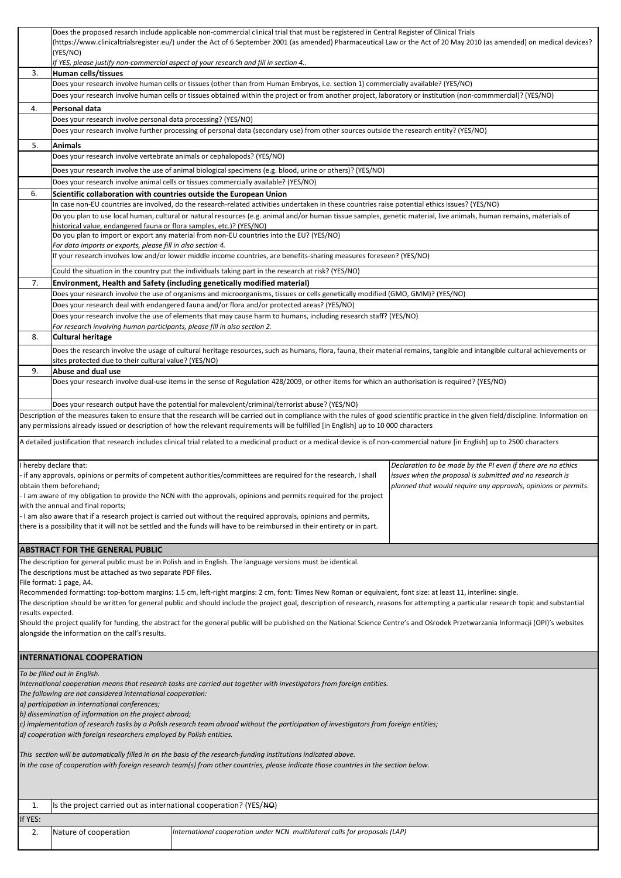| | |
|---|---|
| | Does the proposed resarch include applicable non-commercial clinical trial that must be registered in Central Register of Clinical Trials (https://www.clinicaltrialsregister.eu/) under the Act of 6 September 2001 (as amended) Pharmaceutical Law or the Act of 20 May 2010 (as amended) on medical devices? (YES/NO) *If YES, please justify non-commercial aspect of your research and fill in section 4..* |
| 3. | **Human cells/tissues** |
| | Does your research involve human cells or tissues (other than from Human Embryos, i.e. section 1) commercially available? (YES/NO) |
| | Does your research involve human cells or tissues obtained within the project or from another project, laboratory or institution (non-commmercial)? (YES/NO) |
| 4. | **Personal data** |
| | Does your research involve personal data processing? (YES/NO) |
| | Does your research involve further processing of personal data (secondary use) from other sources outside the research entity? (YES/NO) |
| 5. | **Animals** |
| | Does your research involve vertebrate animals or cephalopods? (YES/NO) |
| | Does your research involve the use of animal biological specimens (e.g. blood, urine or others)? (YES/NO) |
| | Does your research involve animal cells or tissues commercially available? (YES/NO) |
| 6. | **Scientific collaboration with countries outside the European Union** |
| | In case non-EU countries are involved, do the research-related activities undertaken in these countries raise potential ethics issues? (YES/NO) |
| | Do you plan to use local human, cultural or natural resources (e.g. animal and/or human tissue samples, genetic material, live animals, human remains, materials of historical value, endangered fauna or flora samples, etc.)? (YES/NO) |
| | Do you plan to import or export any material from non-EU countries into the EU? (YES/NO) *For data imports or exports, please fill in also section 4.* |
| | If your research involves low and/or lower middle income countries, are benefits-sharing measures foreseen? (YES/NO) |
| | Could the situation in the country put the individuals taking part in the research at risk? (YES/NO) |
| 7. | **Environment, Health and Safety (including genetically modified material)** |
| | Does your research involve the use of organisms and microorganisms, tissues or cells genetically modified (GMO, GMM)? (YES/NO) |
| | Does your research deal with endangered fauna and/or flora and/or protected areas? (YES/NO) |
| | Does your research involve the use of elements that may cause harm to humans, including research staff? (YES/NO) *For research involving human participants, please fill in also section 2.* |
| 8. | **Cultural heritage** |
| | Does the research involve the usage of cultural heritage resources, such as humans, flora, fauna, their material remains, tangible and intangible cultural achievements or sites protected due to their cultural value? (YES/NO) |
| 9. | **Abuse and dual use** |
| | Does your research involve dual-use items in the sense of Regulation 428/2009, or other items for which an authorisation is required? (YES/NO) |
| | Does your research output have the potential for malevolent/criminal/terrorist abuse? (YES/NO) |

Description of the measures taken to ensure that the research will be carried out in compliance with the rules of good scientific practice in the given field/discipline. Information on any permissions already issued or description of how the relevant requirements will be fulfilled [in English] up to 10 000 characters

A detailed justification that research includes clinical trial related to a medicinal product or a medical device is of non-commercial nature [in English] up to 2500 characters

| | |
|---|---|
| I hereby declare that:<br>- if any approvals, opinions or permits of competent authorities/committees are required for the research, I shall obtain them beforehand;<br>- I am aware of my obligation to provide the NCN with the approvals, opinions and permits required for the project with the annual and final reports;<br>- I am also aware that if a research project is carried out without the required approvals, opinions and permits, there is a possibility that it will not be settled and the funds will have to be reimbursed in their entirety or in part. | *Declaration to be made by the PI even if there are no ethics issues when the proposal is submitted and no research is planned that would require any approvals, opinions or permits.* |

## ABSTRACT FOR THE GENERAL PUBLIC

The description for general public must be in Polish and in English. The language versions must be identical.
The descriptions must be attached as two separate PDF files.
File format: 1 page, A4.
Recommended formatting: top-bottom margins: 1.5 cm, left-right margins: 2 cm, font: Times New Roman or equivalent, font size: at least 11, interline: single.
The description should be written for general public and should include the project goal, description of research, reasons for attempting a particular research topic and substantial results expected.
Should the project qualify for funding, the abstract for the general public will be published on the National Science Centre's and Ośrodek Przetwarzania Informacji (OPI)'s websites alongside the information on the call's results.

## INTERNATIONAL COOPERATION

*To be filled out in English.*
*International cooperation means that research tasks are carried out together with investigators from foreign entities.*
*The following are not considered international cooperation:*
*a) participation in international conferences;*
*b) dissemination of information on the project abroad;*
*c) implementation of research tasks by a Polish research team abroad without the participation of investigators from foreign entities;*
*d) cooperation with foreign researchers employed by Polish entities.*

*This section will be automatically filled in on the basis of the research-funding institutions indicated above.*
*In the case of cooperation with foreign research team(s) from other countries, please indicate those countries in the section below.*

| | | |
|---|---|---|
| 1. | Is the project carried out as international cooperation? (YES/~~NO~~) | |
| If YES: | | |
| 2. | Nature of cooperation | *International cooperation under NCN multilateral calls for proposals (LAP)* |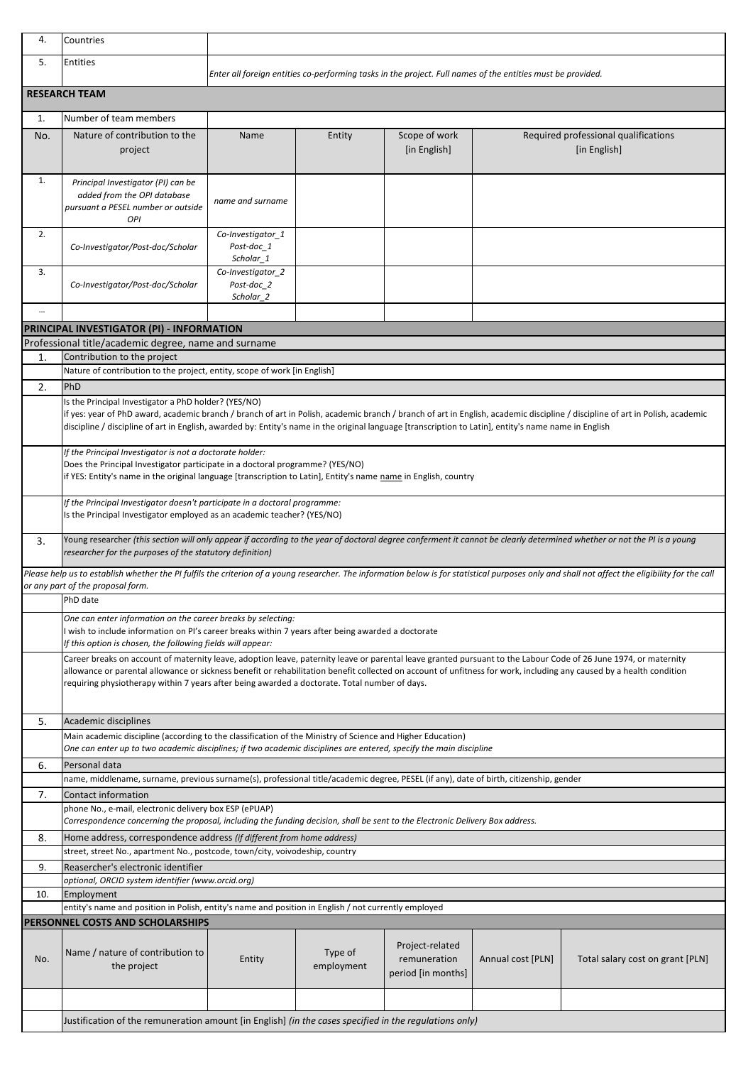| 4. | Countries | | | | | |
|---|---|---|---|---|---|---|
| 5. | Entities | *Enter all foreign entities co-performing tasks in the project. Full names of the entities must be provided.* | | | | |

**RESEARCH TEAM**

| 1. | Number of team members | | | | |
|---|---|---|---|---|---|
| No. | Nature of contribution to the project | Name | Entity | Scope of work [in English] | Required professional qualifications [in English] |
| 1. | *Principal Investigator (PI) can be added from the OPI database pursuant a PESEL number or outside OPI* | *name and surname* | | | |
| 2. | *Co-Investigator/Post-doc/Scholar* | *Co-Investigator_1 Post-doc_1 Scholar_1* | | | |
| 3. | *Co-Investigator/Post-doc/Scholar* | *Co-Investigator_2 Post-doc_2 Scholar_2* | | | |
| ... | | | | | |

**PRINCIPAL INVESTIGATOR (PI) - INFORMATION**

Professional title/academic degree, name and surname

| | |
|---|---|
| 1. | Contribution to the project |
| | Nature of contribution to the project, entity, scope of work [in English] |
| 2. | PhD |
| | Is the Principal Investigator a PhD holder? (YES/NO)<br>if yes: year of PhD award, academic branch / branch of art in Polish, academic branch / branch of art in English, academic discipline / discipline of art in Polish, academic discipline / discipline of art in English, awarded by: Entity's name in the original language [transcription to Latin], entity's name name in English |
| | *If the Principal Investigator is not a doctorate holder:*<br>Does the Principal Investigator participate in a doctoral programme? (YES/NO)<br>if YES: Entity's name in the original language [transcription to Latin], Entity's name name in English, country |
| | *If the Principal Investigator doesn't participate in a doctoral programme:*<br>Is the Principal Investigator employed as an academic teacher? (YES/NO) |
| 3. | Young researcher *(this section will only appear if according to the year of doctoral degree conferment it cannot be clearly determined whether or not the PI is a young researcher for the purposes of the statutory definition)* |

*Please help us to establish whether the PI fulfils the criterion of a young researcher. The information below is for statistical purposes only and shall not affect the eligibility for the call or any part of the proposal form.*

| | |
|---|---|
| | PhD date |
| | *One can enter information on the career breaks by selecting:*<br>I wish to include information on PI's career breaks within 7 years after being awarded a doctorate<br>*If this option is chosen, the following fields will appear:* |
| | Career breaks on account of maternity leave, adoption leave, paternity leave or parental leave granted pursuant to the Labour Code of 26 June 1974, or maternity allowance or parental allowance or sickness benefit or rehabilitation benefit collected on account of unfitness for work, including any caused by a health condition requiring physiotherapy within 7 years after being awarded a doctorate. Total number of days. |
| 5. | Academic disciplines |
| | Main academic discipline (according to the classification of the Ministry of Science and Higher Education)<br>*One can enter up to two academic disciplines; if two academic disciplines are entered, specify the main discipline* |
| 6. | Personal data |
| | name, middlename, surname, previous surname(s), professional title/academic degree, PESEL (if any), date of birth, citizenship, gender |
| 7. | Contact information |
| | phone No., e-mail, electronic delivery box ESP (ePUAP)<br>*Correspondence concerning the proposal, including the funding decision, shall be sent to the Electronic Delivery Box address.* |
| 8. | Home address, correspondence address *(if different from home address)* |
| | street, street No., apartment No., postcode, town/city, voivodeship, country |
| 9. | Reasercher's electronic identifier |
| | *optional, ORCID system identifier (www.orcid.org)* |
| 10. | Employment |
| | entity's name and position in Polish, entity's name and position in English / not currently employed |

**PERSONNEL COSTS AND SCHOLARSHIPS**

| No. | Name / nature of contribution to the project | Entity | Type of employment | Project-related remuneration period [in months] | Annual cost [PLN] | Total salary cost on grant [PLN] |
|---|---|---|---|---|---|---|
| | | | | | | |
| | Justification of the remuneration amount [in English] *(in the cases specified in the regulations only)* | | | | | |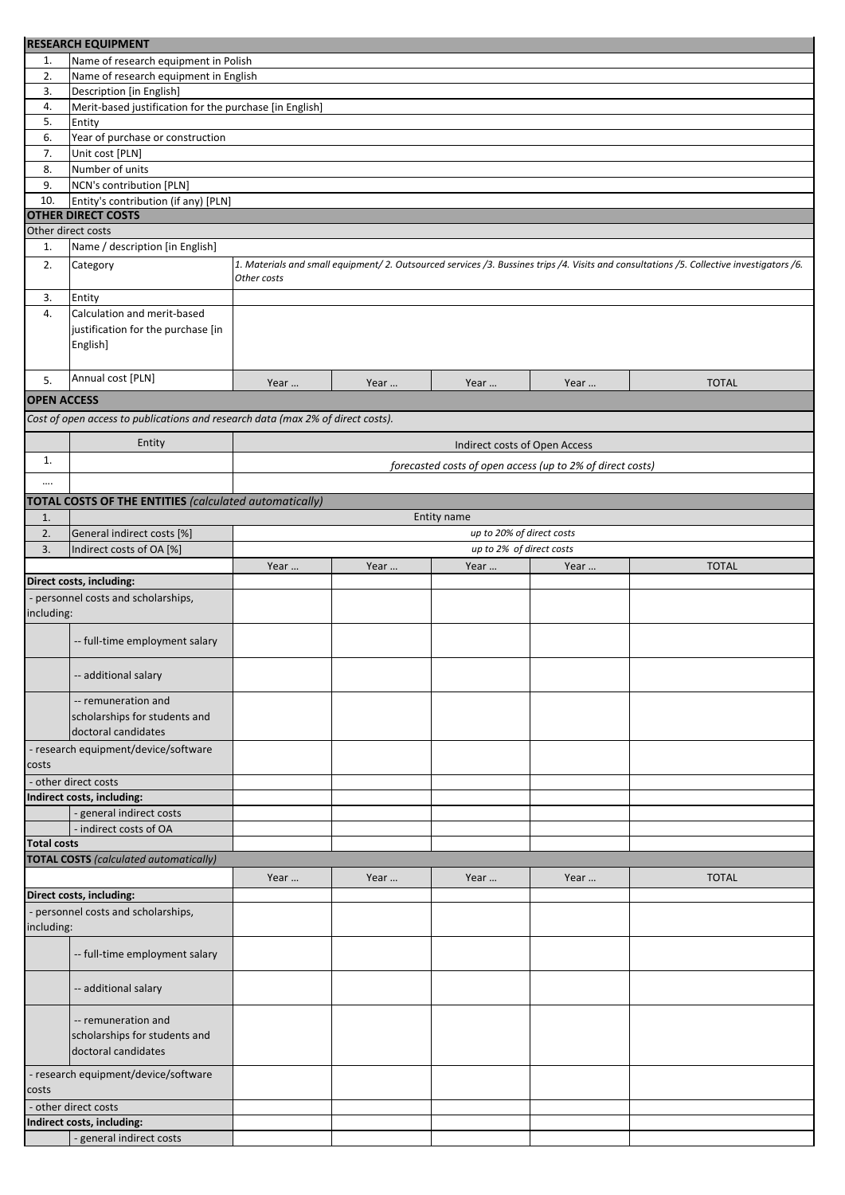| **RESEARCH EQUIPMENT** | | | | | | |
|---|---|---|---|---|---|---|
| 1. | Name of research equipment in Polish | | | | | |
| 2. | Name of research equipment in English | | | | | |
| 3. | Description [in English] | | | | | |
| 4. | Merit-based justification for the purchase [in English] | | | | | |
| 5. | Entity | | | | | |
| 6. | Year of purchase or construction | | | | | |
| 7. | Unit cost [PLN] | | | | | |
| 8. | Number of units | | | | | |
| 9. | NCN's contribution [PLN] | | | | | |
| 10. | Entity's contribution (if any) [PLN] | | | | | |

| **OTHER DIRECT COSTS** | | | | | | |
|---|---|---|---|---|---|---|
| Other direct costs | | | | | | |
| 1. | Name / description [in English] | | | | | |
| 2. | Category | *1. Materials and small equipment/ 2. Outsourced services /3. Bussines trips /4. Visits and consultations /5. Collective investigators /6. Other costs* | | | | |
| 3. | Entity | | | | | |
| 4. | Calculation and merit-based justification for the purchase [in English] | | | | | |
| 5. | Annual cost [PLN] | Year … | Year … | Year … | Year … | TOTAL |

| **OPEN ACCESS** | |
|---|---|
| *Cost of open access to publications and research data (max 2% of direct costs).* | |
| Entity | Indirect costs of Open Access |
| 1. | *forecasted costs of open access (up to 2% of direct costs)* |
| …. | |

| **TOTAL COSTS OF THE ENTITIES** *(calculated automatically)* | | | | | | |
|---|---|---|---|---|---|---|
| 1. | | Entity name | | | | |
| 2. | General indirect costs [%] | *up to 20% of direct costs* | | | | |
| 3. | Indirect costs of OA [%] | *up to 2% of direct costs* | | | | |
| | | Year … | Year … | Year … | Year … | TOTAL |
| **Direct costs, including:** | | | | | | |
| - personnel costs and scholarships, including: | | | | | | |
| | -- full-time employment salary | | | | | |
| | -- additional salary | | | | | |
| | -- remuneration and scholarships for students and doctoral candidates | | | | | |
| - research equipment/device/software costs | | | | | | |
| - other direct costs | | | | | | |
| **Indirect costs, including:** | | | | | | |
| | - general indirect costs | | | | | |
| | - indirect costs of OA | | | | | |
| **Total costs** | | | | | | |

| **TOTAL COSTS** *(calculated automatically)* | | | | | | |
|---|---|---|---|---|---|---|
| | | Year … | Year … | Year … | Year … | TOTAL |
| **Direct costs, including:** | | | | | | |
| - personnel costs and scholarships, including: | | | | | | |
| | -- full-time employment salary | | | | | |
| | -- additional salary | | | | | |
| | -- remuneration and scholarships for students and doctoral candidates | | | | | |
| - research equipment/device/software costs | | | | | | |
| - other direct costs | | | | | | |
| **Indirect costs, including:** | | | | | | |
| | - general indirect costs | | | | | |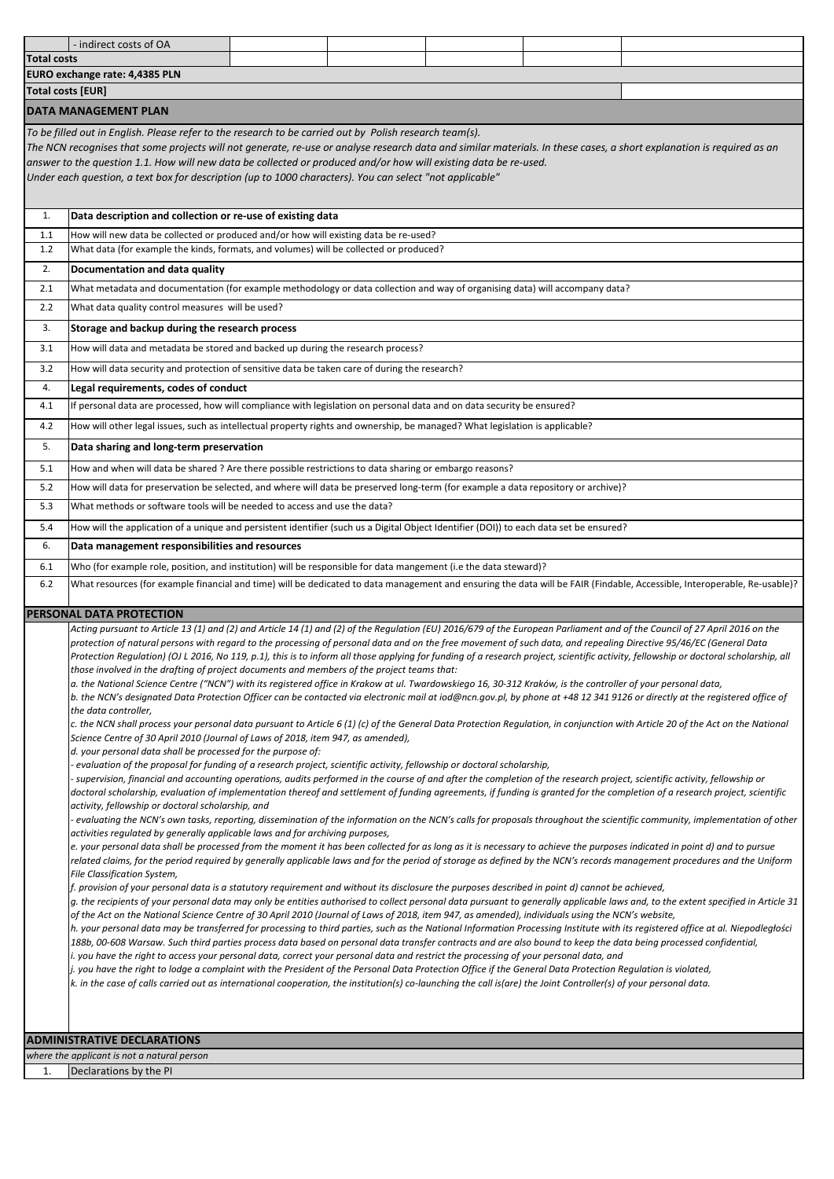| | - indirect costs of OA | | | | | |
|---|---|---|---|---|---|---|
| **Total costs** | | | | | | |
| **EURO exchange rate: 4,4385 PLN** | | | | | | |
| **Total costs [EUR]** | | | | | | |

## DATA MANAGEMENT PLAN

*To be filled out in English. Please refer to the research to be carried out by Polish research team(s).*
*The NCN recognises that some projects will not generate, re-use or analyse research data and similar materials. In these cases, a short explanation is required as an answer to the question 1.1. How will new data be collected or produced and/or how will existing data be re-used.*
*Under each question, a text box for description (up to 1000 characters). You can select "not applicable"*

| | |
|---|---|
| 1. | **Data description and collection or re-use of existing data** |
| 1.1 | How will new data be collected or produced and/or how will existing data be re-used? |
| 1.2 | What data (for example the kinds, formats, and volumes) will be collected or produced? |
| 2. | **Documentation and data quality** |
| 2.1 | What metadata and documentation (for example methodology or data collection and way of organising data) will accompany data? |
| 2.2 | What data quality control measures will be used? |
| 3. | **Storage and backup during the research process** |
| 3.1 | How will data and metadata be stored and backed up during the research process? |
| 3.2 | How will data security and protection of sensitive data be taken care of during the research? |
| 4. | **Legal requirements, codes of conduct** |
| 4.1 | If personal data are processed, how will compliance with legislation on personal data and on data security be ensured? |
| 4.2 | How will other legal issues, such as intellectual property rights and ownership, be managed? What legislation is applicable? |
| 5. | **Data sharing and long-term preservation** |
| 5.1 | How and when will data be shared ? Are there possible restrictions to data sharing or embargo reasons? |
| 5.2 | How will data for preservation be selected, and where will data be preserved long-term (for example a data repository or archive)? |
| 5.3 | What methods or software tools will be needed to access and use the data? |
| 5.4 | How will the application of a unique and persistent identifier (such us a Digital Object Identifier (DOI)) to each data set be ensured? |
| 6. | **Data management responsibilities and resources** |
| 6.1 | Who (for example role, position, and institution) will be responsible for data mangement (i.e the data steward)? |
| 6.2 | What resources (for example financial and time) will be dedicated to data management and ensuring the data will be FAIR (Findable, Accessible, Interoperable, Re-usable)? |

## PERSONAL DATA PROTECTION

*Acting pursuant to Article 13 (1) and (2) and Article 14 (1) and (2) of the Regulation (EU) 2016/679 of the European Parliament and of the Council of 27 April 2016 on the protection of natural persons with regard to the processing of personal data and on the free movement of such data, and repealing Directive 95/46/EC (General Data Protection Regulation) (OJ L 2016, No 119, p.1), this is to inform all those applying for funding of a research project, scientific activity, fellowship or doctoral scholarship, all those involved in the drafting of project documents and members of the project teams that:*

*a. the National Science Centre ("NCN") with its registered office in Krakow at ul. Twardowskiego 16, 30-312 Kraków, is the controller of your personal data,*
*b. the NCN's designated Data Protection Officer can be contacted via electronic mail at iod@ncn.gov.pl, by phone at +48 12 341 9126 or directly at the registered office of the data controller,*
*c. the NCN shall process your personal data pursuant to Article 6 (1) (c) of the General Data Protection Regulation, in conjunction with Article 20 of the Act on the National Science Centre of 30 April 2010 (Journal of Laws of 2018, item 947, as amended),*
*d. your personal data shall be processed for the purpose of:*
*- evaluation of the proposal for funding of a research project, scientific activity, fellowship or doctoral scholarship,*
*- supervision, financial and accounting operations, audits performed in the course of and after the completion of the research project, scientific activity, fellowship or doctoral scholarship, evaluation of implementation thereof and settlement of funding agreements, if funding is granted for the completion of a research project, scientific activity, fellowship or doctoral scholarship, and*
*- evaluating the NCN's own tasks, reporting, dissemination of the information on the NCN's calls for proposals throughout the scientific community, implementation of other activities regulated by generally applicable laws and for archiving purposes,*
*e. your personal data shall be processed from the moment it has been collected for as long as it is necessary to achieve the purposes indicated in point d) and to pursue related claims, for the period required by generally applicable laws and for the period of storage as defined by the NCN's records management procedures and the Uniform File Classification System,*
*f. provision of your personal data is a statutory requirement and without its disclosure the purposes described in point d) cannot be achieved,*
*g. the recipients of your personal data may only be entities authorised to collect personal data pursuant to generally applicable laws and, to the extent specified in Article 31 of the Act on the National Science Centre of 30 April 2010 (Journal of Laws of 2018, item 947, as amended), individuals using the NCN's website,*
*h. your personal data may be transferred for processing to third parties, such as the National Information Processing Institute with its registered office at al. Niepodległości 188b, 00-608 Warsaw. Such third parties process data based on personal data transfer contracts and are also bound to keep the data being processed confidential,*
*i. you have the right to access your personal data, correct your personal data and restrict the processing of your personal data, and*
*j. you have the right to lodge a complaint with the President of the Personal Data Protection Office if the General Data Protection Regulation is violated,*
*k. in the case of calls carried out as international cooperation, the institution(s) co-launching the call is(are) the Joint Controller(s) of your personal data.*

## ADMINISTRATIVE DECLARATIONS

*where the applicant is not a natural person*

| | |
|---|---|
| 1. | Declarations by the PI |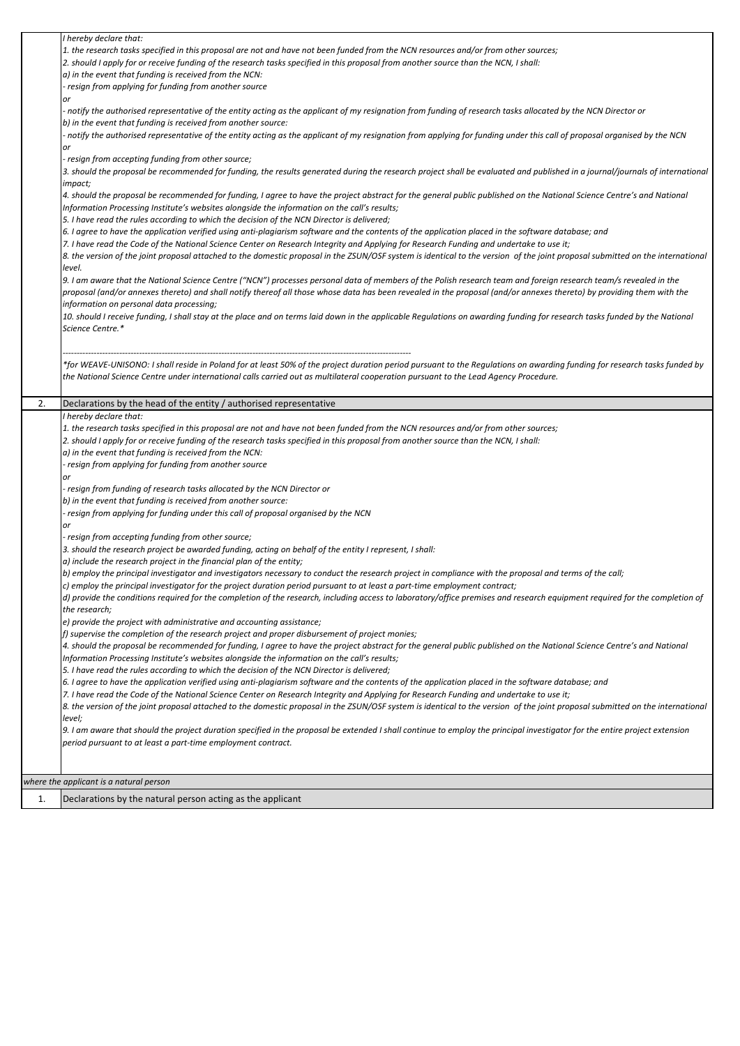*I hereby declare that:*

*1. the research tasks specified in this proposal are not and have not been funded from the NCN resources and/or from other sources;*

*2. should I apply for or receive funding of the research tasks specified in this proposal from another source than the NCN, I shall:*

*a) in the event that funding is received from the NCN:*

*- resign from applying for funding from another source*

*or*

*- notify the authorised representative of the entity acting as the applicant of my resignation from funding of research tasks allocated by the NCN Director or*

*b) in the event that funding is received from another source:*

*- notify the authorised representative of the entity acting as the applicant of my resignation from applying for funding under this call of proposal organised by the NCN*

*or*

*- resign from accepting funding from other source;*

*3. should the proposal be recommended for funding, the results generated during the research project shall be evaluated and published in a journal/journals of international impact;*

*4. should the proposal be recommended for funding, I agree to have the project abstract for the general public published on the National Science Centre's and National Information Processing Institute's websites alongside the information on the call's results;*

*5. I have read the rules according to which the decision of the NCN Director is delivered;*

*6. I agree to have the application verified using anti-plagiarism software and the contents of the application placed in the software database; and*

*7. I have read the Code of the National Science Center on Research Integrity and Applying for Research Funding and undertake to use it;*

*8. the version of the joint proposal attached to the domestic proposal in the ZSUN/OSF system is identical to the version of the joint proposal submitted on the international level.*

*9. I am aware that the National Science Centre ("NCN") processes personal data of members of the Polish research team and foreign research team/s revealed in the proposal (and/or annexes thereto) and shall notify thereof all those whose data has been revealed in the proposal (and/or annexes thereto) by providing them with the information on personal data processing;*

*10. should I receive funding, I shall stay at the place and on terms laid down in the applicable Regulations on awarding funding for research tasks funded by the National Science Centre.**

*------------------------------------------------------------------------------------------------------------------------*

**for WEAVE-UNISONO: I shall reside in Poland for at least 50% of the project duration period pursuant to the Regulations on awarding funding for research tasks funded by the National Science Centre under international calls carried out as multilateral cooperation pursuant to the Lead Agency Procedure.*

## 2. Declarations by the head of the entity / authorised representative

*I hereby declare that:*

*1. the research tasks specified in this proposal are not and have not been funded from the NCN resources and/or from other sources;*

*2. should I apply for or receive funding of the research tasks specified in this proposal from another source than the NCN, I shall:*

*a) in the event that funding is received from the NCN:*

*- resign from applying for funding from another source*

*or*

*- resign from funding of research tasks allocated by the NCN Director or*

*b) in the event that funding is received from another source:*

*- resign from applying for funding under this call of proposal organised by the NCN*

*or*

*- resign from accepting funding from other source;*

*3. should the research project be awarded funding, acting on behalf of the entity I represent, I shall:*

*a) include the research project in the financial plan of the entity;*

*b) employ the principal investigator and investigators necessary to conduct the research project in compliance with the proposal and terms of the call;*

*c) employ the principal investigator for the project duration period pursuant to at least a part-time employment contract;*

*d) provide the conditions required for the completion of the research, including access to laboratory/office premises and research equipment required for the completion of the research;*

*e) provide the project with administrative and accounting assistance;*

*f) supervise the completion of the research project and proper disbursement of project monies;*

*4. should the proposal be recommended for funding, I agree to have the project abstract for the general public published on the National Science Centre's and National Information Processing Institute's websites alongside the information on the call's results;*

*5. I have read the rules according to which the decision of the NCN Director is delivered;*

*6. I agree to have the application verified using anti-plagiarism software and the contents of the application placed in the software database; and*

*7. I have read the Code of the National Science Center on Research Integrity and Applying for Research Funding and undertake to use it;*

*8. the version of the joint proposal attached to the domestic proposal in the ZSUN/OSF system is identical to the version of the joint proposal submitted on the international level;*

*9. I am aware that should the project duration specified in the proposal be extended I shall continue to employ the principal investigator for the entire project extension period pursuant to at least a part-time employment contract.*

*where the applicant is a natural person*

## 1. Declarations by the natural person acting as the applicant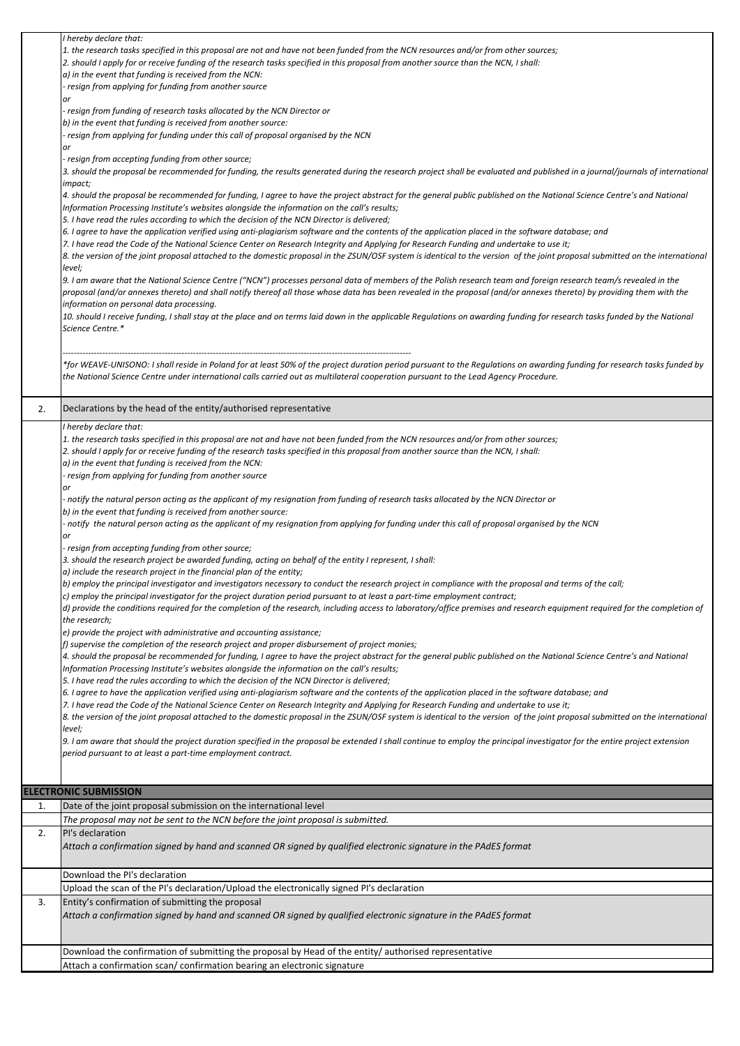| | |
|---|---|
| | *I hereby declare that:*<br>*1. the research tasks specified in this proposal are not and have not been funded from the NCN resources and/or from other sources;*<br>*2. should I apply for or receive funding of the research tasks specified in this proposal from another source than the NCN, I shall:*<br>*a) in the event that funding is received from the NCN:*<br>*- resign from applying for funding from another source*<br>*or*<br>*- resign from funding of research tasks allocated by the NCN Director or*<br>*b) in the event that funding is received from another source:*<br>*- resign from applying for funding under this call of proposal organised by the NCN*<br>*or*<br>*- resign from accepting funding from other source;*<br>*3. should the proposal be recommended for funding, the results generated during the research project shall be evaluated and published in a journal/journals of international impact;*<br>*4. should the proposal be recommended for funding, I agree to have the project abstract for the general public published on the National Science Centre's and National Information Processing Institute's websites alongside the information on the call's results;*<br>*5. I have read the rules according to which the decision of the NCN Director is delivered;*<br>*6. I agree to have the application verified using anti-plagiarism software and the contents of the application placed in the software database; and*<br>*7. I have read the Code of the National Science Center on Research Integrity and Applying for Research Funding and undertake to use it;*<br>*8. the version of the joint proposal attached to the domestic proposal in the ZSUN/OSF system is identical to the version of the joint proposal submitted on the international level;*<br>*9. I am aware that the National Science Centre ("NCN") processes personal data of members of the Polish research team and foreign research team/s revealed in the proposal (and/or annexes thereto) and shall notify thereof all those whose data has been revealed in the proposal (and/or annexes thereto) by providing them with the information on personal data processing.*<br>*10. should I receive funding, I shall stay at the place and on terms laid down in the applicable Regulations on awarding funding for research tasks funded by the National Science Centre.**<br>---------------------------------------------------------------------------------------------------------------------<br>**for WEAVE-UNISONO: I shall reside in Poland for at least 50% of the project duration period pursuant to the Regulations on awarding funding for research tasks funded by the National Science Centre under international calls carried out as multilateral cooperation pursuant to the Lead Agency Procedure.* |
| 2. | Declarations by the head of the entity/authorised representative |
| | *I hereby declare that:*<br>*1. the research tasks specified in this proposal are not and have not been funded from the NCN resources and/or from other sources;*<br>*2. should I apply for or receive funding of the research tasks specified in this proposal from another source than the NCN, I shall:*<br>*a) in the event that funding is received from the NCN:*<br>*- resign from applying for funding from another source*<br>*or*<br>*- notify the natural person acting as the applicant of my resignation from funding of research tasks allocated by the NCN Director or*<br>*b) in the event that funding is received from another source:*<br>*- notify the natural person acting as the applicant of my resignation from applying for funding under this call of proposal organised by the NCN*<br>*or*<br>*- resign from accepting funding from other source;*<br>*3. should the research project be awarded funding, acting on behalf of the entity I represent, I shall:*<br>*a) include the research project in the financial plan of the entity;*<br>*b) employ the principal investigator and investigators necessary to conduct the research project in compliance with the proposal and terms of the call;*<br>*c) employ the principal investigator for the project duration period pursuant to at least a part-time employment contract;*<br>*d) provide the conditions required for the completion of the research, including access to laboratory/office premises and research equipment required for the completion of the research;*<br>*e) provide the project with administrative and accounting assistance;*<br>*f) supervise the completion of the research project and proper disbursement of project monies;*<br>*4. should the proposal be recommended for funding, I agree to have the project abstract for the general public published on the National Science Centre's and National Information Processing Institute's websites alongside the information on the call's results;*<br>*5. I have read the rules according to which the decision of the NCN Director is delivered;*<br>*6. I agree to have the application verified using anti-plagiarism software and the contents of the application placed in the software database; and*<br>*7. I have read the Code of the National Science Center on Research Integrity and Applying for Research Funding and undertake to use it;*<br>*8. the version of the joint proposal attached to the domestic proposal in the ZSUN/OSF system is identical to the version of the joint proposal submitted on the international level;*<br>*9. I am aware that should the project duration specified in the proposal be extended I shall continue to employ the principal investigator for the entire project extension period pursuant to at least a part-time employment contract.* |
| **ELECTRONIC SUBMISSION** | |
| 1. | Date of the joint proposal submission on the international level |
| | *The proposal may not be sent to the NCN before the joint proposal is submitted.* |
| 2. | PI's declaration<br>*Attach a confirmation signed by hand and scanned OR signed by qualified electronic signature in the PAdES format* |
| | Download the PI's declaration |
| | Upload the scan of the PI's declaration/Upload the electronically signed PI's declaration |
| 3. | Entity's confirmation of submitting the proposal<br>*Attach a confirmation signed by hand and scanned OR signed by qualified electronic signature in the PAdES format* |
| | Download the confirmation of submitting the proposal by Head of the entity/ authorised representative |
| | Attach a confirmation scan/ confirmation bearing an electronic signature |